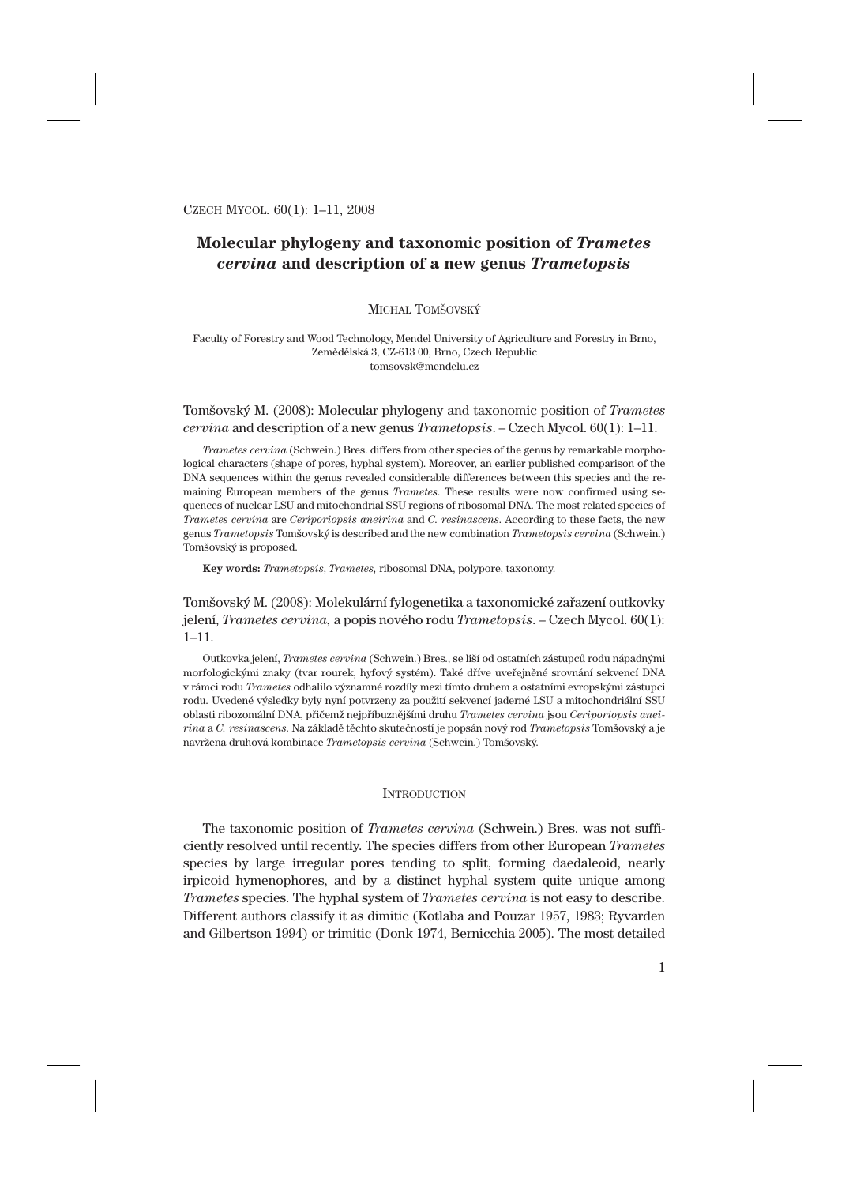# Molecular phylogeny and taxonomic position of *Trametes cervina* and description of a new genus *Trametopsis*

MICHAL TOMŠOVSKÝ

Faculty of Forestry and Wood Technology, Mendel University of Agriculture and Forestry in Brno, Zemědělská 3, CZ-613 00, Brno, Czech Republic
tomsovsk@mendelu.cz

Tomšovský M. (2008): Molecular phylogeny and taxonomic position of *Trametes cervina* and description of a new genus *Trametopsis*. – Czech Mycol. 60(1): 1–11.

*Trametes cervina* (Schwein.) Bres. differs from other species of the genus by remarkable morphological characters (shape of pores, hyphal system). Moreover, an earlier published comparison of the DNA sequences within the genus revealed considerable differences between this species and the remaining European members of the genus *Trametes*. These results were now confirmed using sequences of nuclear LSU and mitochondrial SSU regions of ribosomal DNA. The most related species of *Trametes cervina* are *Ceriporiopsis aneirina* and *C. resinascens*. According to these facts, the new genus *Trametopsis* Tomšovský is described and the new combination *Trametopsis cervina* (Schwein.) Tomšovský is proposed.

**Key words:** *Trametopsis*, *Trametes*, ribosomal DNA, polypore, taxonomy.

Tomšovský M. (2008): Molekulární fylogenetika a taxonomické zařazení outkovky jelení, *Trametes cervina*, a popis nového rodu *Trametopsis*. – Czech Mycol. 60(1): 1–11.

Outkovka jelení, *Trametes cervina* (Schwein.) Bres., se liší od ostatních zástupců rodu nápadnými morfologickými znaky (tvar rourek, hyfový systém). Také dříve uveřejněné srovnání sekvencí DNA v rámci rodu *Trametes* odhalilo významné rozdíly mezi tímto druhem a ostatními evropskými zástupci rodu. Uvedené výsledky byly nyní potvrzeny za použití sekvencí jaderné LSU a mitochondriální SSU oblasti ribozomální DNA, přičemž nejpříbuznějšími druhu *Trametes cervina* jsou *Ceriporiopsis aneirina* a *C. resinascens*. Na základě těchto skutečností je popsán nový rod *Trametopsis* Tomšovský a je navržena druhová kombinace *Trametopsis cervina* (Schwein.) Tomšovský.

## INTRODUCTION

The taxonomic position of *Trametes cervina* (Schwein.) Bres. was not sufficiently resolved until recently. The species differs from other European *Trametes* species by large irregular pores tending to split, forming daedaleoid, nearly irpicoid hymenophores, and by a distinct hyphal system quite unique among *Trametes* species. The hyphal system of *Trametes cervina* is not easy to describe. Different authors classify it as dimitic (Kotlaba and Pouzar 1957, 1983; Ryvarden and Gilbertson 1994) or trimitic (Donk 1974, Bernicchia 2005). The most detailed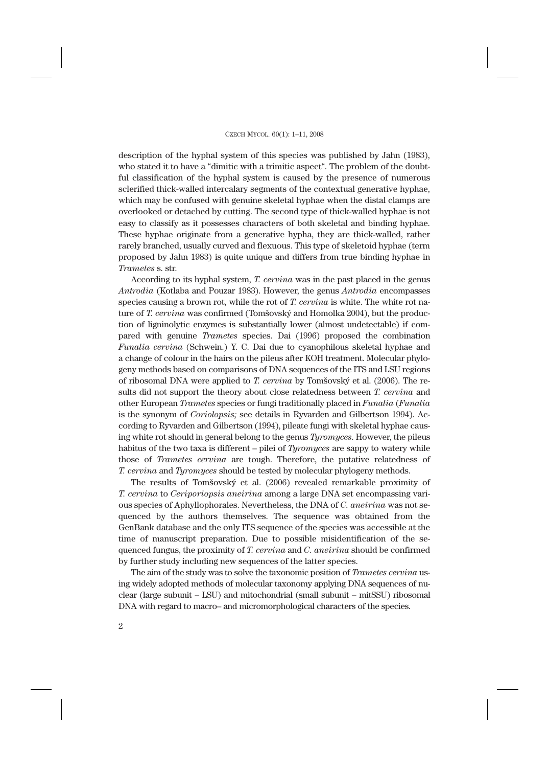description of the hyphal system of this species was published by Jahn (1983), who stated it to have a "dimitic with a trimitic aspect". The problem of the doubtful classification of the hyphal system is caused by the presence of numerous sclerified thick-walled intercalary segments of the contextual generative hyphae, which may be confused with genuine skeletal hyphae when the distal clamps are overlooked or detached by cutting. The second type of thick-walled hyphae is not easy to classify as it possesses characters of both skeletal and binding hyphae. These hyphae originate from a generative hypha, they are thick-walled, rather rarely branched, usually curved and flexuous. This type of skeletoid hyphae (term proposed by Jahn 1983) is quite unique and differs from true binding hyphae in *Trametes* s. str.

According to its hyphal system, *T. cervina* was in the past placed in the genus *Antrodia* (Kotlaba and Pouzar 1983). However, the genus *Antrodia* encompasses species causing a brown rot, while the rot of *T. cervina* is white. The white rot nature of *T. cervina* was confirmed (Tomšovský and Homolka 2004), but the production of ligninolytic enzymes is substantially lower (almost undetectable) if compared with genuine *Trametes* species. Dai (1996) proposed the combination *Funalia cervina* (Schwein.) Y. C. Dai due to cyanophilous skeletal hyphae and a change of colour in the hairs on the pileus after KOH treatment. Molecular phylogeny methods based on comparisons of DNA sequences of the ITS and LSU regions of ribosomal DNA were applied to *T. cervina* by Tomšovský et al. (2006). The results did not support the theory about close relatedness between *T. cervina* and other European *Trametes* species or fungi traditionally placed in *Funalia* (*Funalia* is the synonym of *Coriolopsis;* see details in Ryvarden and Gilbertson 1994). According to Ryvarden and Gilbertson (1994), pileate fungi with skeletal hyphae causing white rot should in general belong to the genus *Tyromyces*. However, the pileus habitus of the two taxa is different – pilei of *Tyromyces* are sappy to watery while those of *Trametes cervina* are tough. Therefore, the putative relatedness of *T. cervina* and *Tyromyces* should be tested by molecular phylogeny methods.

The results of Tomšovský et al. (2006) revealed remarkable proximity of *T. cervina* to *Ceriporiopsis aneirina* among a large DNA set encompassing various species of Aphyllophorales. Nevertheless, the DNA of *C. aneirina* was not sequenced by the authors themselves. The sequence was obtained from the GenBank database and the only ITS sequence of the species was accessible at the time of manuscript preparation. Due to possible misidentification of the sequenced fungus, the proximity of *T. cervina* and *C. aneirina* should be confirmed by further study including new sequences of the latter species.

The aim of the study was to solve the taxonomic position of *Trametes cervina* using widely adopted methods of molecular taxonomy applying DNA sequences of nuclear (large subunit – LSU) and mitochondrial (small subunit – mitSSU) ribosomal DNA with regard to macro– and micromorphological characters of the species.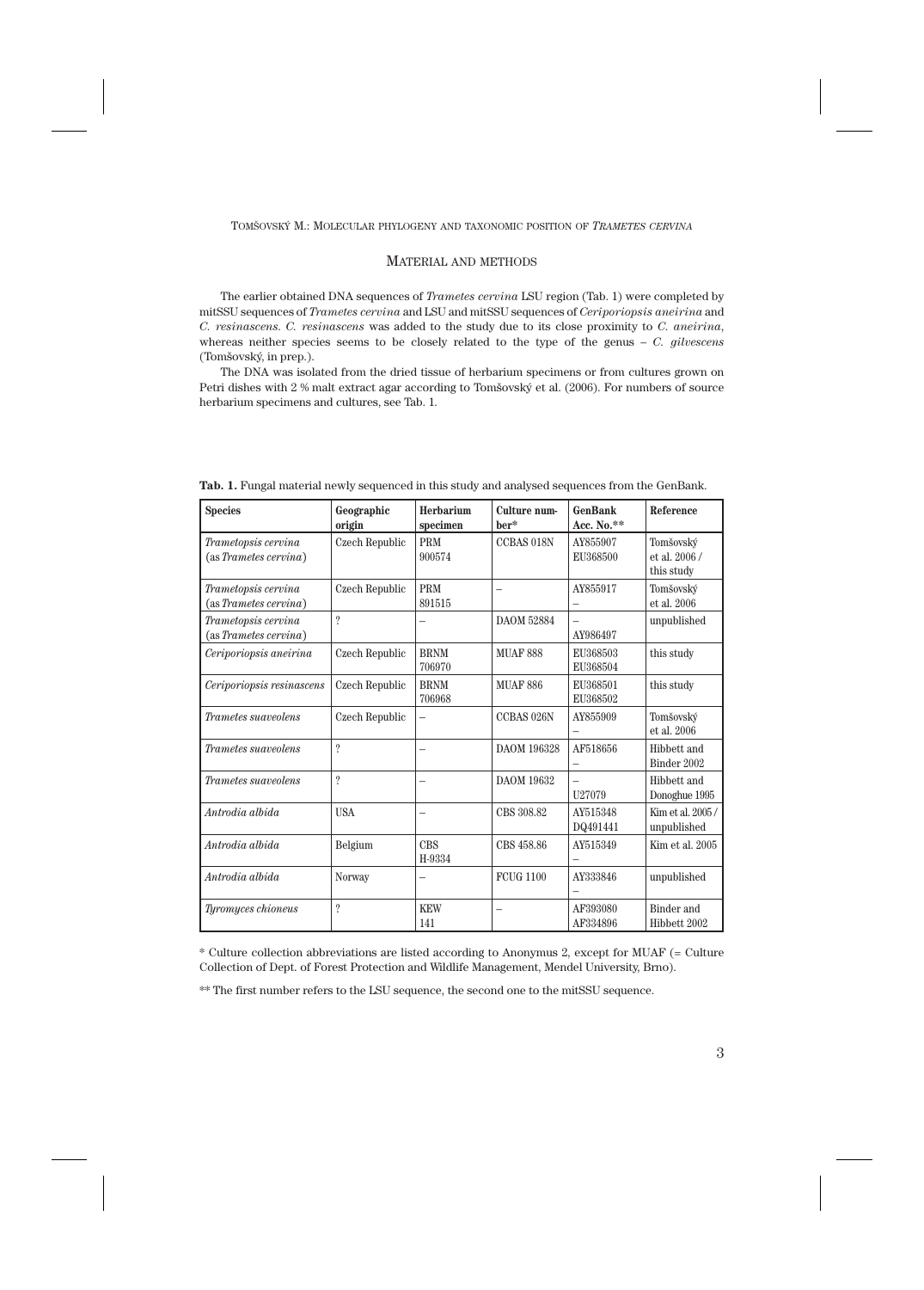## Material and methods

The earlier obtained DNA sequences of *Trametes cervina* LSU region (Tab. 1) were completed by mitSSU sequences of *Trametes cervina* and LSU and mitSSU sequences of *Ceriporiopsis aneirina* and *C. resinascens*. *C. resinascens* was added to the study due to its close proximity to *C. aneirina*, whereas neither species seems to be closely related to the type of the genus – *C. gilvescens* (Tomšovský, in prep.).

The DNA was isolated from the dried tissue of herbarium specimens or from cultures grown on Petri dishes with 2 % malt extract agar according to Tomšovský et al. (2006). For numbers of source herbarium specimens and cultures, see Tab. 1.

**Tab. 1.** Fungal material newly sequenced in this study and analysed sequences from the GenBank.

| Species | Geographic origin | Herbarium specimen | Culture number* | GenBank Acc. No.** | Reference |
|---|---|---|---|---|---|
| *Trametopsis cervina* (as *Trametes cervina*) | Czech Republic | PRM 900574 | CCBAS 018N | AY855907 EU368500 | Tomšovský et al. 2006 / this study |
| *Trametopsis cervina* (as *Trametes cervina*) | Czech Republic | PRM 891515 | – | AY855917 – | Tomšovský et al. 2006 |
| *Trametopsis cervina* (as *Trametes cervina*) | ? | – | DAOM 52884 | – AY986497 | unpublished |
| *Ceriporiopsis aneirina* | Czech Republic | BRNM 706970 | MUAF 888 | EU368503 EU368504 | this study |
| *Ceriporiopsis resinascens* | Czech Republic | BRNM 706968 | MUAF 886 | EU368501 EU368502 | this study |
| *Trametes suaveolens* | Czech Republic | – | CCBAS 026N | AY855909 – | Tomšovský et al. 2006 |
| *Trametes suaveolens* | ? | – | DAOM 196328 | AF518656 – | Hibbett and Binder 2002 |
| *Trametes suaveolens* | ? | – | DAOM 19632 | – U27079 | Hibbett and Donoghue 1995 |
| *Antrodia albida* | USA | – | CBS 308.82 | AY515348 DQ491441 | Kim et al. 2005 / unpublished |
| *Antrodia albida* | Belgium | CBS H-9334 | CBS 458.86 | AY515349 – | Kim et al. 2005 |
| *Antrodia albida* | Norway | – | FCUG 1100 | AY333846 – | unpublished |
| *Tyromyces chioneus* | ? | KEW 141 | – | AF393080 AF334896 | Binder and Hibbett 2002 |

\* Culture collection abbreviations are listed according to Anonymus 2, except for MUAF (= Culture Collection of Dept. of Forest Protection and Wildlife Management, Mendel University, Brno).

\** The first number refers to the LSU sequence, the second one to the mitSSU sequence.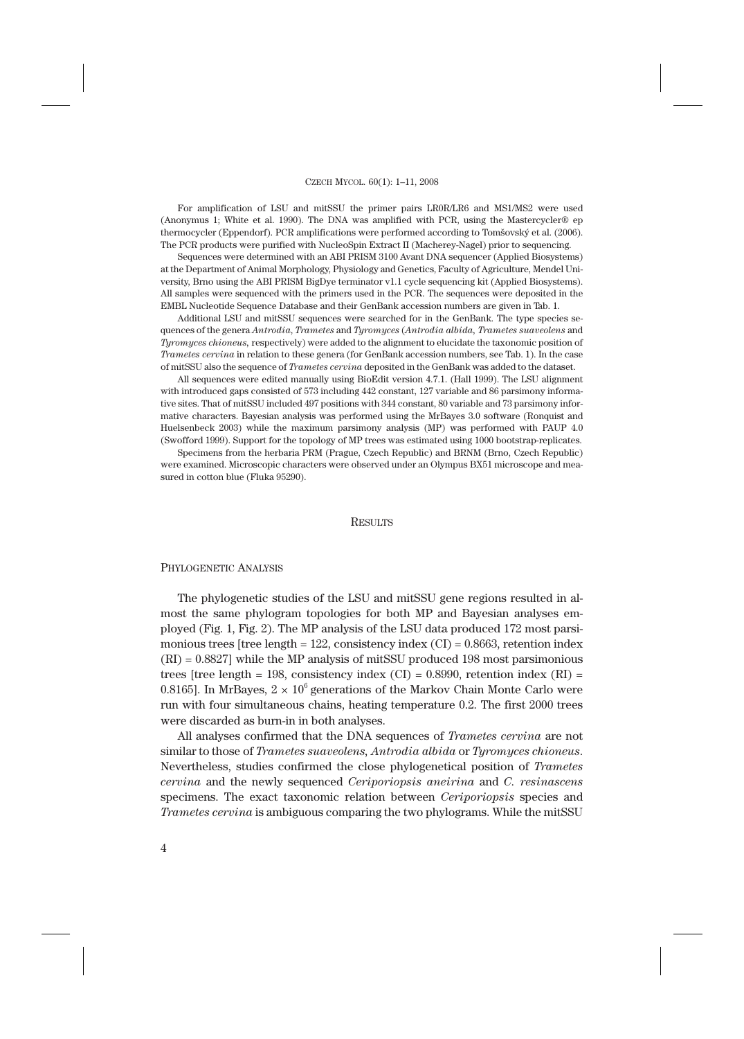For amplification of LSU and mitSSU the primer pairs LR0R/LR6 and MS1/MS2 were used (Anonymus 1; White et al. 1990). The DNA was amplified with PCR, using the Mastercycler® ep thermocycler (Eppendorf). PCR amplifications were performed according to Tomšovský et al. (2006). The PCR products were purified with NucleoSpin Extract II (Macherey-Nagel) prior to sequencing.

Sequences were determined with an ABI PRISM 3100 Avant DNA sequencer (Applied Biosystems) at the Department of Animal Morphology, Physiology and Genetics, Faculty of Agriculture, Mendel University, Brno using the ABI PRISM BigDye terminator v1.1 cycle sequencing kit (Applied Biosystems). All samples were sequenced with the primers used in the PCR. The sequences were deposited in the EMBL Nucleotide Sequence Database and their GenBank accession numbers are given in Tab. 1.

Additional LSU and mitSSU sequences were searched for in the GenBank. The type species sequences of the genera *Antrodia*, *Trametes* and *Tyromyces* (*Antrodia albida*, *Trametes suaveolens* and *Tyromyces chioneus*, respectively) were added to the alignment to elucidate the taxonomic position of *Trametes cervina* in relation to these genera (for GenBank accession numbers, see Tab. 1). In the case of mitSSU also the sequence of *Trametes cervina* deposited in the GenBank was added to the dataset.

All sequences were edited manually using BioEdit version 4.7.1. (Hall 1999). The LSU alignment with introduced gaps consisted of 573 including 442 constant, 127 variable and 86 parsimony informative sites. That of mitSSU included 497 positions with 344 constant, 80 variable and 73 parsimony informative characters. Bayesian analysis was performed using the MrBayes 3.0 software (Ronquist and Huelsenbeck 2003) while the maximum parsimony analysis (MP) was performed with PAUP 4.0 (Swofford 1999). Support for the topology of MP trees was estimated using 1000 bootstrap-replicates.

Specimens from the herbaria PRM (Prague, Czech Republic) and BRNM (Brno, Czech Republic) were examined. Microscopic characters were observed under an Olympus BX51 microscope and measured in cotton blue (Fluka 95290).

## Results

### Phylogenetic Analysis

The phylogenetic studies of the LSU and mitSSU gene regions resulted in almost the same phylogram topologies for both MP and Bayesian analyses employed (Fig. 1, Fig. 2). The MP analysis of the LSU data produced 172 most parsimonious trees [tree length = 122, consistency index (CI) = 0.8663, retention index (RI) = 0.8827] while the MP analysis of mitSSU produced 198 most parsimonious trees [tree length = 198, consistency index (CI) = 0.8990, retention index (RI) = 0.8165]. In MrBayes, $2 \times 10^6$ generations of the Markov Chain Monte Carlo were run with four simultaneous chains, heating temperature 0.2. The first 2000 trees were discarded as burn-in in both analyses.

All analyses confirmed that the DNA sequences of *Trametes cervina* are not similar to those of *Trametes suaveolens*, *Antrodia albida* or *Tyromyces chioneus*. Nevertheless, studies confirmed the close phylogenetical position of *Trametes cervina* and the newly sequenced *Ceriporiopsis aneirina* and *C. resinascens* specimens. The exact taxonomic relation between *Ceriporiopsis* species and *Trametes cervina* is ambiguous comparing the two phylograms. While the mitSSU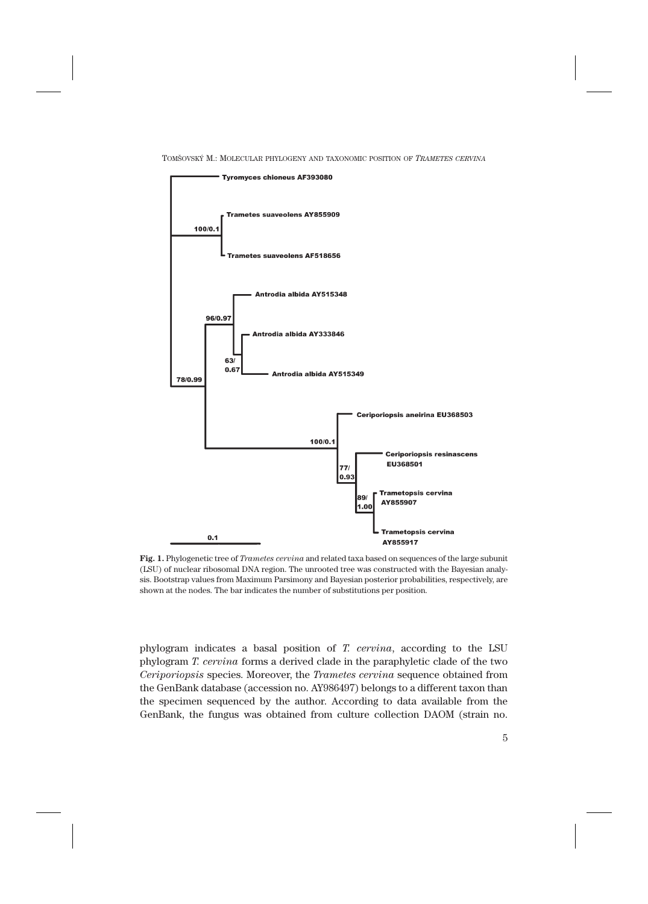**Fig. 1.** Phylogenetic tree of *Trametes cervina* and related taxa based on sequences of the large subunit (LSU) of nuclear ribosomal DNA region. The unrooted tree was constructed with the Bayesian analysis. Bootstrap values from Maximum Parsimony and Bayesian posterior probabilities, respectively, are shown at the nodes. The bar indicates the number of substitutions per position.

phylogram indicates a basal position of *T. cervina*, according to the LSU phylogram *T. cervina* forms a derived clade in the paraphyletic clade of the two *Ceriporiopsis* species. Moreover, the *Trametes cervina* sequence obtained from the GenBank database (accession no. AY986497) belongs to a different taxon than the specimen sequenced by the author. According to data available from the GenBank, the fungus was obtained from culture collection DAOM (strain no.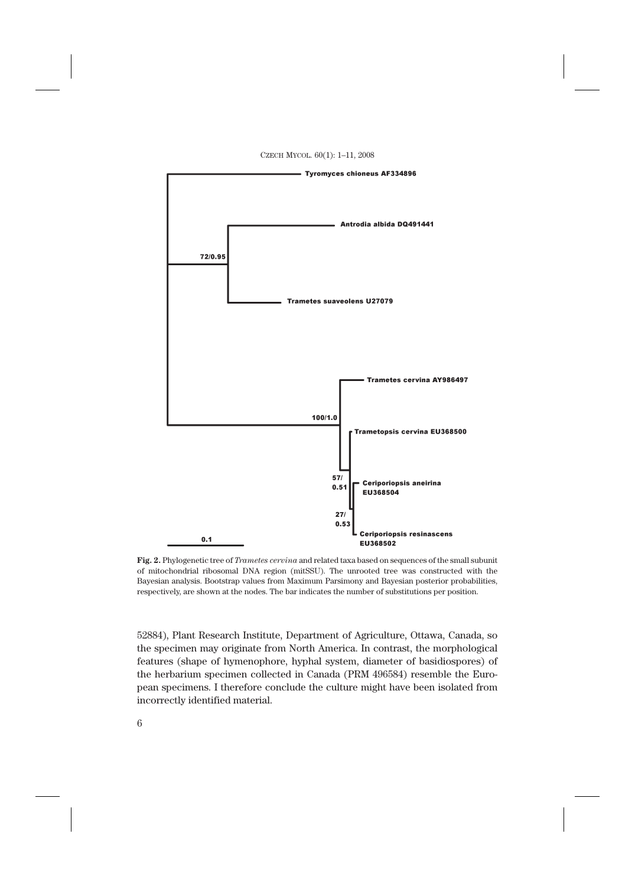**Fig. 2.** Phylogenetic tree of *Trametes cervina* and related taxa based on sequences of the small subunit of mitochondrial ribosomal DNA region (mitSSU). The unrooted tree was constructed with the Bayesian analysis. Bootstrap values from Maximum Parsimony and Bayesian posterior probabilities, respectively, are shown at the nodes. The bar indicates the number of substitutions per position.

52884), Plant Research Institute, Department of Agriculture, Ottawa, Canada, so the specimen may originate from North America. In contrast, the morphological features (shape of hymenophore, hyphal system, diameter of basidiospores) of the herbarium specimen collected in Canada (PRM 496584) resemble the European specimens. I therefore conclude the culture might have been isolated from incorrectly identified material.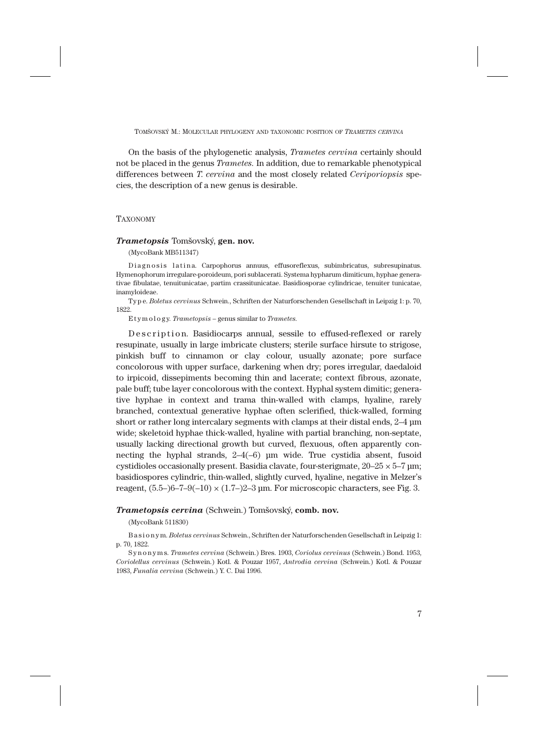On the basis of the phylogenetic analysis, *Trametes cervina* certainly should not be placed in the genus *Trametes*. In addition, due to remarkable phenotypical differences between *T. cervina* and the most closely related *Ceriporiopsis* species, the description of a new genus is desirable.

## TAXONOMY

### ***Trametopsis*** Tomšovský, **gen. nov.**

(MycoBank MB511347)

D i a g n o s i s l a t i n a. Carpophorus annuus, effusoreflexus, subimbricatus, subresupinatus. Hymenophorum irregulare-poroideum, pori sublacerati. Systema hypharum dimiticum, hyphae generativae fibulatae, tenuitunicatae, partim crassitunicatae. Basidiosporae cylindricae, tenuiter tunicatae, inamyloideae.

T y p e. *Boletus cervinus* Schwein., Schriften der Naturforschenden Gesellschaft in Leipzig 1: p. 70, 1822.

E t y m o l o g y. *Trametopsis* – genus similar to *Trametes*.

D e s c r i p t i o n. Basidiocarps annual, sessile to effused-reflexed or rarely resupinate, usually in large imbricate clusters; sterile surface hirsute to strigose, pinkish buff to cinnamon or clay colour, usually azonate; pore surface concolorous with upper surface, darkening when dry; pores irregular, daedaloid to irpicoid, dissepiments becoming thin and lacerate; context fibrous, azonate, pale buff; tube layer concolorous with the context. Hyphal system dimitic; generative hyphae in context and trama thin-walled with clamps, hyaline, rarely branched, contextual generative hyphae often sclerified, thick-walled, forming short or rather long intercalary segments with clamps at their distal ends, 2–4 µm wide; skeletoid hyphae thick-walled, hyaline with partial branching, non-septate, usually lacking directional growth but curved, flexuous, often apparently connecting the hyphal strands, 2–4(–6) µm wide. True cystidia absent, fusoid cystidioles occasionally present. Basidia clavate, four-sterigmate, 20–25 × 5–7 µm; basidiospores cylindric, thin-walled, slightly curved, hyaline, negative in Melzer's reagent, (5.5–)6–7–9(–10) × (1.7–)2–3 µm. For microscopic characters, see Fig. 3.

### ***Trametopsis cervina*** (Schwein.) Tomšovský, **comb. nov.**

(MycoBank 511830)

B a s i o n y m. *Boletus cervinus* Schwein., Schriften der Naturforschenden Gesellschaft in Leipzig 1: p. 70, 1822.

S y n o n y m s. *Trametes cervina* (Schwein.) Bres. 1903, *Coriolus cervinus* (Schwein.) Bond. 1953, *Coriolellus cervinus* (Schwein.) Kotl. & Pouzar 1957, *Antrodia cervina* (Schwein.) Kotl. & Pouzar 1983, *Funalia cervina* (Schwein.) Y. C. Dai 1996.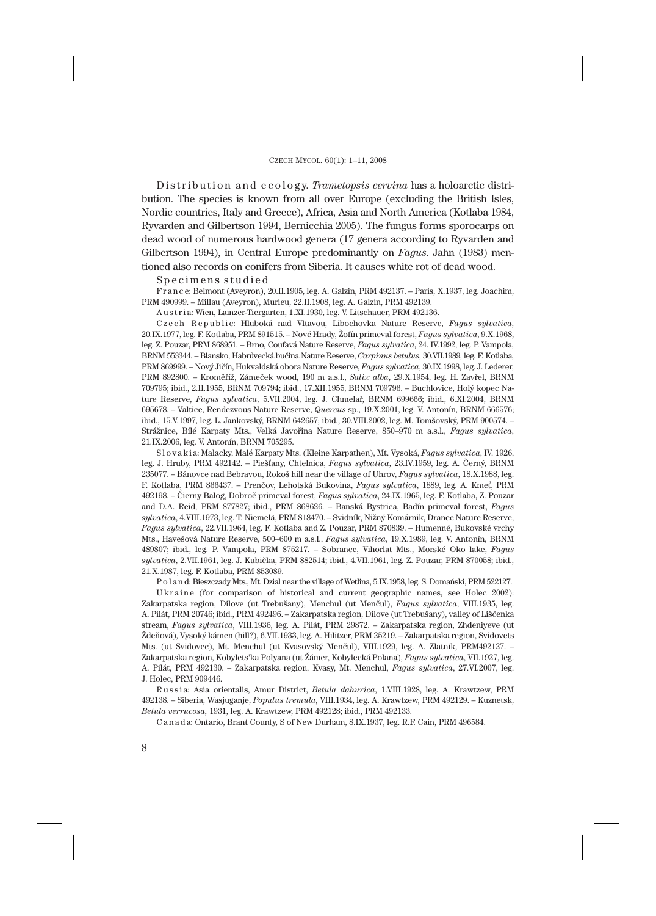Distribution and ecology. *Trametopsis cervina* has a holoarctic distribution. The species is known from all over Europe (excluding the British Isles, Nordic countries, Italy and Greece), Africa, Asia and North America (Kotlaba 1984, Ryvarden and Gilbertson 1994, Bernicchia 2005). The fungus forms sporocarps on dead wood of numerous hardwood genera (17 genera according to Ryvarden and Gilbertson 1994), in Central Europe predominantly on *Fagus*. Jahn (1983) mentioned also records on conifers from Siberia. It causes white rot of dead wood.

Specimens studied

France: Belmont (Aveyron), 20.II.1905, leg. A. Galzin, PRM 492137. – Paris, X.1937, leg. Joachim, PRM 490999. – Millau (Aveyron), Murieu, 22.II.1908, leg. A. Galzin, PRM 492139.

Austria: Wien, Lainzer-Tiergarten, 1.XI.1930, leg. V. Litschauer, PRM 492136.

Czech Republic: Hluboká nad Vltavou, Libochovka Nature Reserve, *Fagus sylvatica*, 20.IX.1977, leg. F. Kotlaba, PRM 891515. – Nové Hrady, Žofín primeval forest, *Fagus sylvatica*, 9.X.1968, leg. Z. Pouzar, PRM 868951. – Brno, Coufavá Nature Reserve, *Fagus sylvatica*, 24. IV.1992, leg. P. Vampola, BRNM 553344. – Blansko, Habrůvecká bučina Nature Reserve, *Carpinus betulus*, 30.VII.1989, leg. F. Kotlaba, PRM 869999. – Nový Jičín, Hukvaldská obora Nature Reserve, *Fagus sylvatica*, 30.IX.1998, leg. J. Lederer, PRM 892800. – Kroměříž, Zámeček wood, 190 m a.s.l., *Salix alba*, 29.X.1954, leg. H. Zavřel, BRNM 709795; ibid., 2.II.1955, BRNM 709794; ibid., 17.XII.1955, BRNM 709796. – Buchlovice, Holý kopec Nature Reserve, *Fagus sylvatica*, 5.VII.2004, leg. J. Chmelař, BRNM 699666; ibid., 6.XI.2004, BRNM 695678. – Valtice, Rendezvous Nature Reserve, *Quercus* sp., 19.X.2001, leg. V. Antonín, BRNM 666576; ibid., 15.V.1997, leg. L. Jankovský, BRNM 642657; ibid., 30.VIII.2002, leg. M. Tomšovský, PRM 900574. – Strážnice, Bílé Karpaty Mts., Velká Javořina Nature Reserve, 850–970 m a.s.l., *Fagus sylvatica*, 21.IX.2006, leg. V. Antonín, BRNM 705295.

Slovakia: Malacky, Malé Karpaty Mts. (Kleine Karpathen), Mt. Vysoká, *Fagus sylvatica*, IV. 1926, leg. J. Hruby, PRM 492142. – Piešťany, Chtelnica, *Fagus sylvatica*, 23.IV.1959, leg. A. Černý, BRNM 235077. – Bánovce nad Bebravou, Rokoš hill near the village of Uhrov, *Fagus sylvatica*, 18.X.1988, leg. F. Kotlaba, PRM 866437. – Prenčov, Lehotská Bukovina, *Fagus sylvatica*, 1889, leg. A. Kmeť, PRM 492198. – Čierny Balog, Dobroč primeval forest, *Fagus sylvatica*, 24.IX.1965, leg. F. Kotlaba, Z. Pouzar and D.A. Reid, PRM 877827; ibid., PRM 868626. – Banská Bystrica, Badín primeval forest, *Fagus sylvatica*, 4.VIII.1973, leg. T. Niemelä, PRM 818470. – Svidník, Nižný Komárnik, Dranec Nature Reserve, *Fagus sylvatica*, 22.VII.1964, leg. F. Kotlaba and Z. Pouzar, PRM 870839. – Humenné, Bukovské vrchy Mts., Havešová Nature Reserve, 500–600 m a.s.l., *Fagus sylvatica*, 19.X.1989, leg. V. Antonín, BRNM 489807; ibid., leg. P. Vampola, PRM 875217. – Sobrance, Vihorlat Mts., Morské Oko lake, *Fagus sylvatica*, 2.VII.1961, leg. J. Kubička, PRM 882514; ibid., 4.VII.1961, leg. Z. Pouzar, PRM 870058; ibid., 21.X.1987, leg. F. Kotlaba, PRM 853089.

Poland: Bieszczady Mts., Mt. Dzial near the village of Wetlina, 5.IX.1958, leg. S. Domański, PRM 522127.

Ukraine (for comparison of historical and current geographic names, see Holec 2002): Zakarpatska region, Dilove (ut Trebušany), Menchul (ut Menčul), *Fagus sylvatica*, VIII.1935, leg. A. Pilát, PRM 20746; ibid., PRM 492496. – Zakarpatska region, Dilove (ut Trebušany), valley of Liščenka stream, *Fagus sylvatica*, VIII.1936, leg. A. Pilát, PRM 29872. – Zakarpatska region, Zhdeniyeve (ut Ždeňová), Vysoký kámen (hill?), 6.VII.1933, leg. A. Hilitzer, PRM 25219. – Zakarpatska region, Svidovets Mts. (ut Svidovec), Mt. Menchul (ut Kvasovský Menčul), VIII.1929, leg. A. Zlatník, PRM492127. – Zakarpatska region, Kobylets'ka Polyana (ut Žámer, Kobylecká Polana), *Fagus sylvatica*, VII.1927, leg. A. Pilát, PRM 492130. – Zakarpatska region, Kvasy, Mt. Menchul, *Fagus sylvatica*, 27.VI.2007, leg. J. Holec, PRM 909446.

Russia: Asia orientalis, Amur District, *Betula dahurica*, 1.VIII.1928, leg. A. Krawtzew, PRM 492138. – Siberia, Wasjuganje, *Populus tremula*, VIII.1934, leg. A. Krawtzew, PRM 492129. – Kuznetsk, *Betula verrucosa*, 1931, leg. A. Krawtzew, PRM 492128; ibid., PRM 492133.

Canada: Ontario, Brant County, S of New Durham, 8.IX.1937, leg. R.F. Cain, PRM 496584.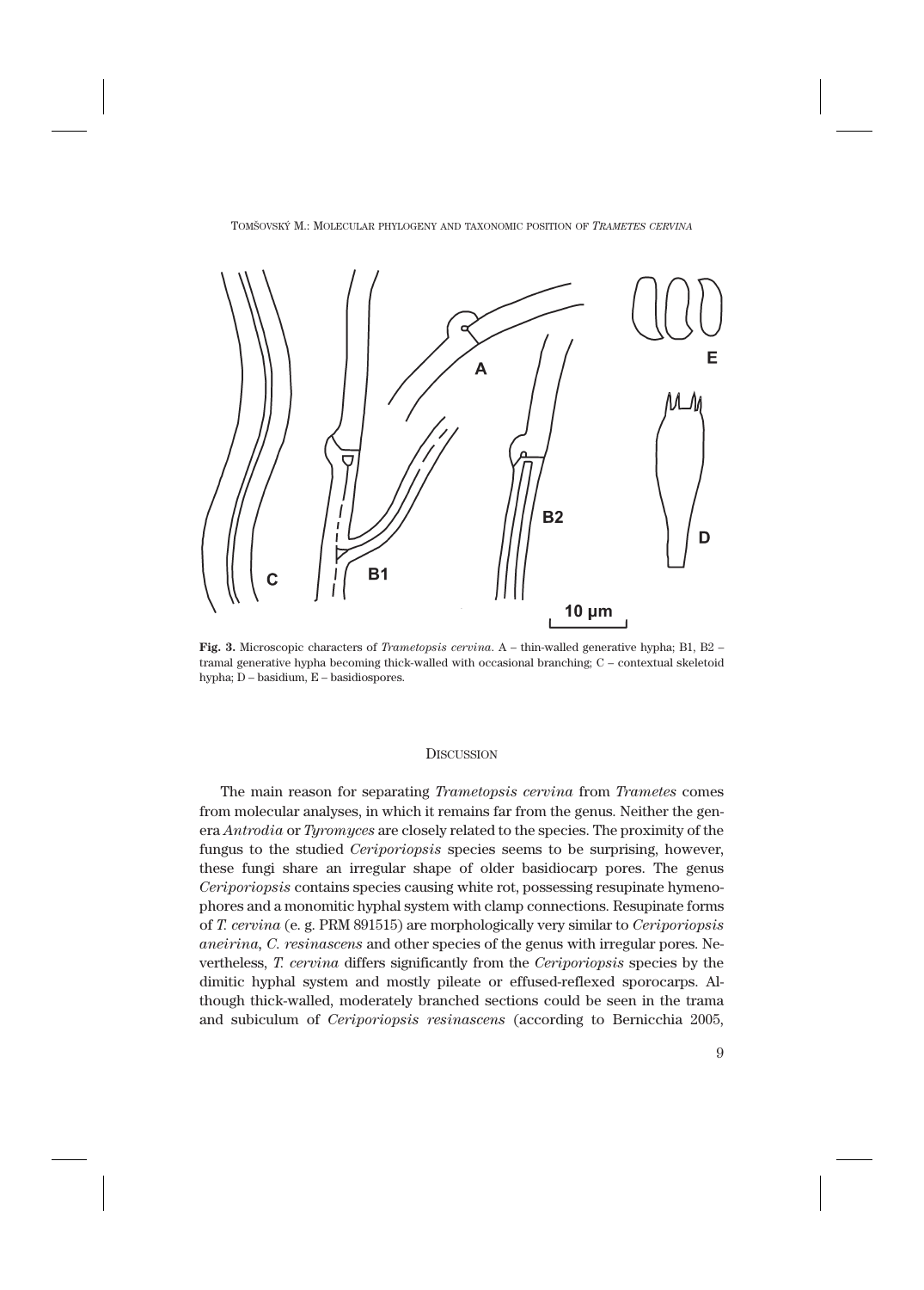**Fig. 3.** Microscopic characters of *Trametopsis cervina*. A – thin-walled generative hypha; B1, B2 – tramal generative hypha becoming thick-walled with occasional branching; C – contextual skeletoid hypha; D – basidium, E – basidiospores.

## DISCUSSION

The main reason for separating *Trametopsis cervina* from *Trametes* comes from molecular analyses, in which it remains far from the genus. Neither the genera *Antrodia* or *Tyromyces* are closely related to the species. The proximity of the fungus to the studied *Ceriporiopsis* species seems to be surprising, however, these fungi share an irregular shape of older basidiocarp pores. The genus *Ceriporiopsis* contains species causing white rot, possessing resupinate hymenophores and a monomitic hyphal system with clamp connections. Resupinate forms of *T. cervina* (e. g. PRM 891515) are morphologically very similar to *Ceriporiopsis aneirina*, *C. resinascens* and other species of the genus with irregular pores. Nevertheless, *T. cervina* differs significantly from the *Ceriporiopsis* species by the dimitic hyphal system and mostly pileate or effused-reflexed sporocarps. Although thick-walled, moderately branched sections could be seen in the trama and subiculum of *Ceriporiopsis resinascens* (according to Bernicchia 2005,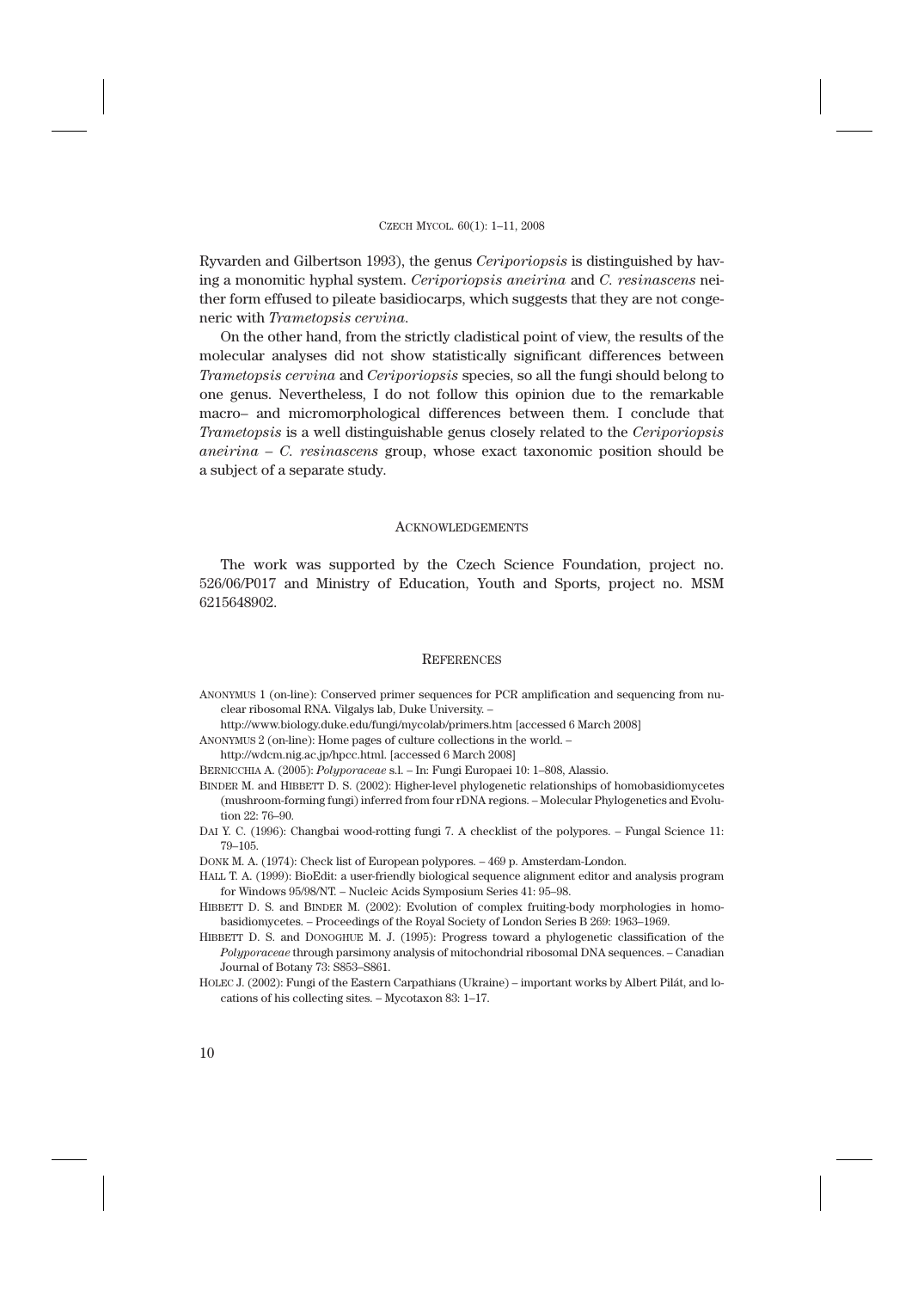Ryvarden and Gilbertson 1993), the genus *Ceriporiopsis* is distinguished by having a monomitic hyphal system. *Ceriporiopsis aneirina* and *C. resinascens* neither form effused to pileate basidiocarps, which suggests that they are not congeneric with *Trametopsis cervina*.

On the other hand, from the strictly cladistical point of view, the results of the molecular analyses did not show statistically significant differences between *Trametopsis cervina* and *Ceriporiopsis* species, so all the fungi should belong to one genus. Nevertheless, I do not follow this opinion due to the remarkable macro– and micromorphological differences between them. I conclude that *Trametopsis* is a well distinguishable genus closely related to the *Ceriporiopsis aneirina – C. resinascens* group, whose exact taxonomic position should be a subject of a separate study.

## Acknowledgements

The work was supported by the Czech Science Foundation, project no. 526/06/P017 and Ministry of Education, Youth and Sports, project no. MSM 6215648902.

## References

ANONYMUS 1 (on-line): Conserved primer sequences for PCR amplification and sequencing from nuclear ribosomal RNA. Vilgalys lab, Duke University. – http://www.biology.duke.edu/fungi/mycolab/primers.htm [accessed 6 March 2008]

ANONYMUS 2 (on-line): Home pages of culture collections in the world. – http://wdcm.nig.ac.jp/hpcc.html. [accessed 6 March 2008]

BERNICCHIA A. (2005): *Polyporaceae* s.l. – In: Fungi Europaei 10: 1–808, Alassio.

BINDER M. and HIBBETT D. S. (2002): Higher-level phylogenetic relationships of homobasidiomycetes (mushroom-forming fungi) inferred from four rDNA regions. – Molecular Phylogenetics and Evolution 22: 76–90.

DAI Y. C. (1996): Changbai wood-rotting fungi 7. A checklist of the polypores. – Fungal Science 11: 79–105.

DONK M. A. (1974): Check list of European polypores. – 469 p. Amsterdam-London.

HALL T. A. (1999): BioEdit: a user-friendly biological sequence alignment editor and analysis program for Windows 95/98/NT. – Nucleic Acids Symposium Series 41: 95–98.

HIBBETT D. S. and BINDER M. (2002): Evolution of complex fruiting-body morphologies in homobasidiomycetes. – Proceedings of the Royal Society of London Series B 269: 1963–1969.

HIBBETT D. S. and DONOGHUE M. J. (1995): Progress toward a phylogenetic classification of the *Polyporaceae* through parsimony analysis of mitochondrial ribosomal DNA sequences. – Canadian Journal of Botany 73: S853–S861.

HOLEC J. (2002): Fungi of the Eastern Carpathians (Ukraine) – important works by Albert Pilát, and locations of his collecting sites. – Mycotaxon 83: 1–17.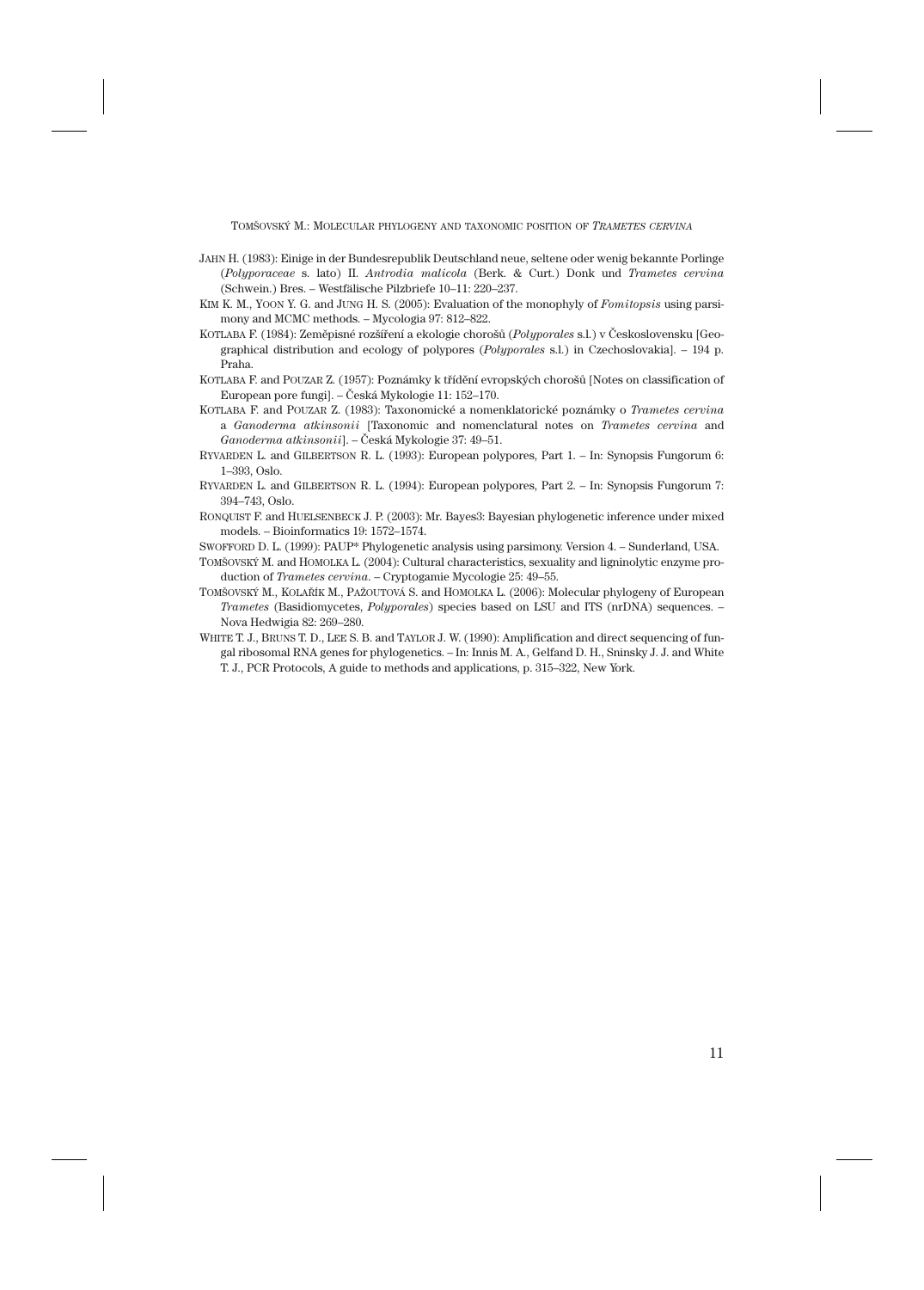JAHN H. (1983): Einige in der Bundesrepublik Deutschland neue, seltene oder wenig bekannte Porlinge (*Polyporaceae* s. lato) II. *Antrodia malicola* (Berk. & Curt.) Donk und *Trametes cervina* (Schwein.) Bres. – Westfälische Pilzbriefe 10–11: 220–237.

KIM K. M., YOON Y. G. and JUNG H. S. (2005): Evaluation of the monophyly of *Fomitopsis* using parsimony and MCMC methods. – Mycologia 97: 812–822.

KOTLABA F. (1984): Zeměpisné rozšíření a ekologie chorošů (*Polyporales* s.l.) v Československu [Geographical distribution and ecology of polypores (*Polyporales* s.l.) in Czechoslovakia]. – 194 p. Praha.

KOTLABA F. and POUZAR Z. (1957): Poznámky k třídění evropských chorošů [Notes on classification of European pore fungi]. – Česká Mykologie 11: 152–170.

KOTLABA F. and POUZAR Z. (1983): Taxonomické a nomenklatorické poznámky o *Trametes cervina* a *Ganoderma atkinsonii* [Taxonomic and nomenclatural notes on *Trametes cervina* and *Ganoderma atkinsonii*]. – Česká Mykologie 37: 49–51.

RYVARDEN L. and GILBERTSON R. L. (1993): European polypores, Part 1. – In: Synopsis Fungorum 6: 1–393, Oslo.

RYVARDEN L. and GILBERTSON R. L. (1994): European polypores, Part 2. – In: Synopsis Fungorum 7: 394–743, Oslo.

RONQUIST F. and HUELSENBECK J. P. (2003): Mr. Bayes3: Bayesian phylogenetic inference under mixed models. – Bioinformatics 19: 1572–1574.

SWOFFORD D. L. (1999): PAUP* Phylogenetic analysis using parsimony. Version 4. – Sunderland, USA.

TOMŠOVSKÝ M. and HOMOLKA L. (2004): Cultural characteristics, sexuality and ligninolytic enzyme production of *Trametes cervina*. – Cryptogamie Mycologie 25: 49–55.

TOMŠOVSKÝ M., KOLAŘÍK M., PAŽOUTOVÁ S. and HOMOLKA L. (2006): Molecular phylogeny of European *Trametes* (Basidiomycetes, *Polyporales*) species based on LSU and ITS (nrDNA) sequences. – Nova Hedwigia 82: 269–280.

WHITE T. J., BRUNS T. D., LEE S. B. and TAYLOR J. W. (1990): Amplification and direct sequencing of fungal ribosomal RNA genes for phylogenetics. – In: Innis M. A., Gelfand D. H., Sninsky J. J. and White T. J., PCR Protocols, A guide to methods and applications, p. 315–322, New York.